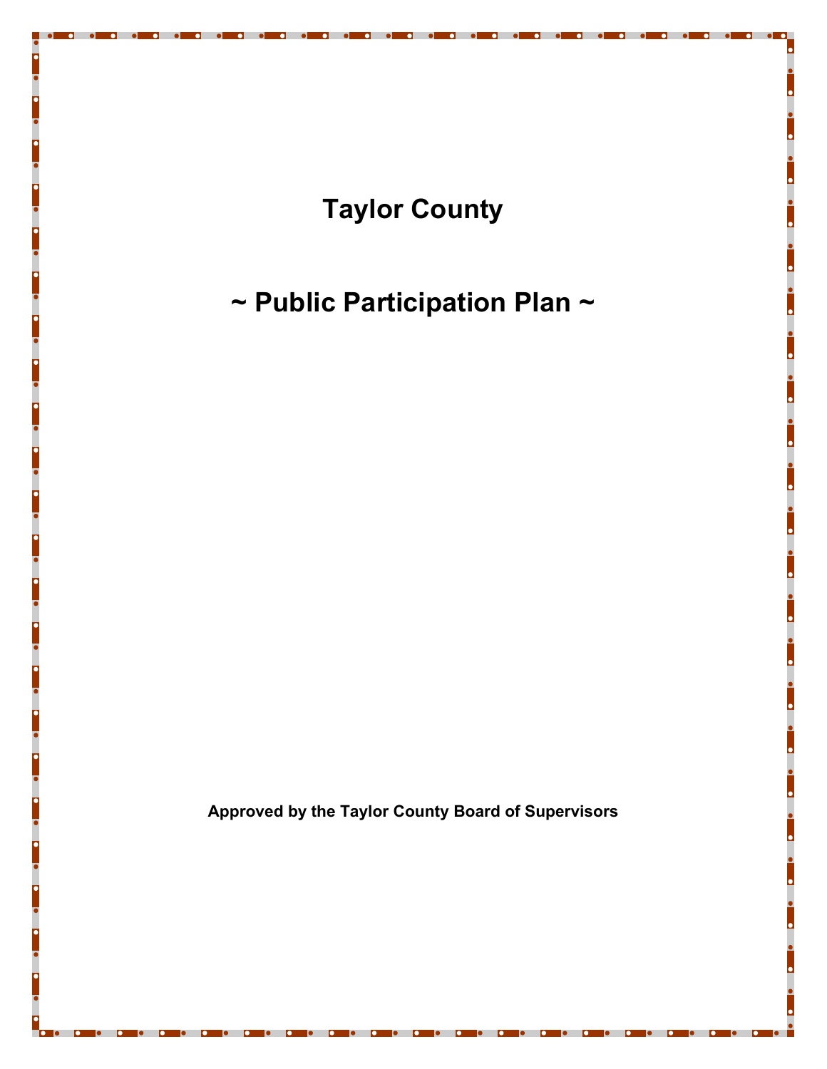# Taylor County

## ~ Public Participation Plan ~

**Approved by the Taylor County Board of Supervisors**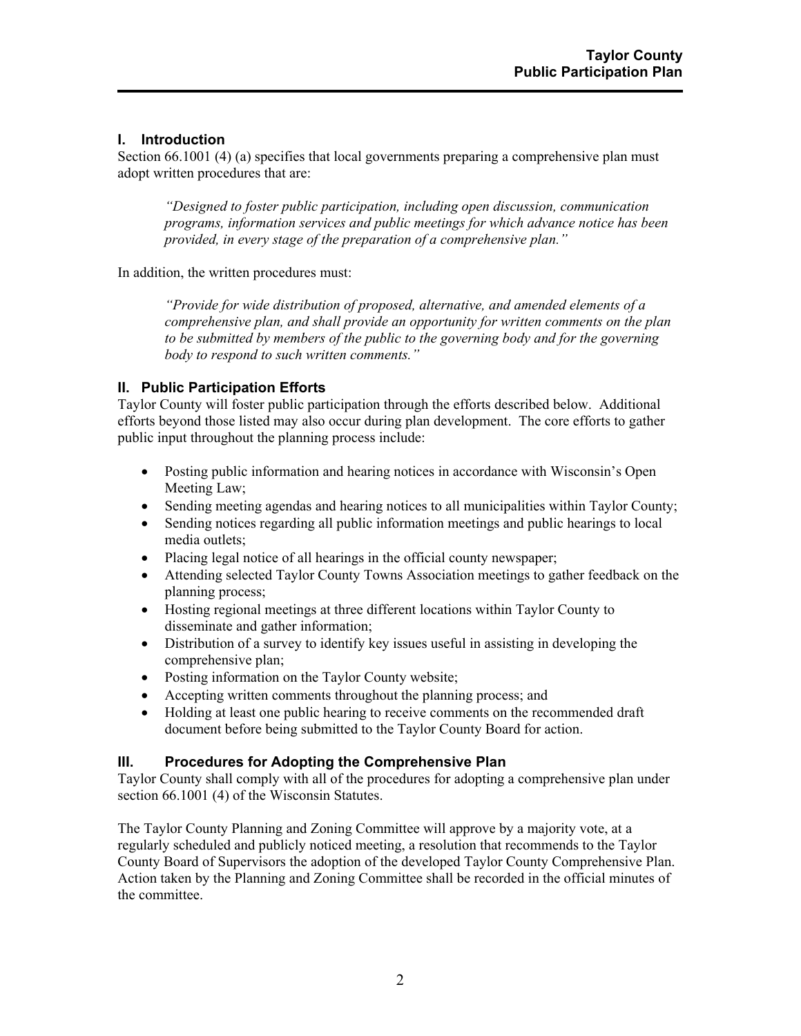## I. Introduction

Section 66.1001 (4) (a) specifies that local governments preparing a comprehensive plan must adopt written procedures that are:

> *"Designed to foster public participation, including open discussion, communication programs, information services and public meetings for which advance notice has been provided, in every stage of the preparation of a comprehensive plan."*

In addition, the written procedures must:

> *"Provide for wide distribution of proposed, alternative, and amended elements of a comprehensive plan, and shall provide an opportunity for written comments on the plan to be submitted by members of the public to the governing body and for the governing body to respond to such written comments."*

## II. Public Participation Efforts

Taylor County will foster public participation through the efforts described below. Additional efforts beyond those listed may also occur during plan development. The core efforts to gather public input throughout the planning process include:

- Posting public information and hearing notices in accordance with Wisconsin's Open Meeting Law;
- Sending meeting agendas and hearing notices to all municipalities within Taylor County;
- Sending notices regarding all public information meetings and public hearings to local media outlets;
- Placing legal notice of all hearings in the official county newspaper;
- Attending selected Taylor County Towns Association meetings to gather feedback on the planning process;
- Hosting regional meetings at three different locations within Taylor County to disseminate and gather information;
- Distribution of a survey to identify key issues useful in assisting in developing the comprehensive plan;
- Posting information on the Taylor County website;
- Accepting written comments throughout the planning process; and
- Holding at least one public hearing to receive comments on the recommended draft document before being submitted to the Taylor County Board for action.

## III. Procedures for Adopting the Comprehensive Plan

Taylor County shall comply with all of the procedures for adopting a comprehensive plan under section 66.1001 (4) of the Wisconsin Statutes.

The Taylor County Planning and Zoning Committee will approve by a majority vote, at a regularly scheduled and publicly noticed meeting, a resolution that recommends to the Taylor County Board of Supervisors the adoption of the developed Taylor County Comprehensive Plan. Action taken by the Planning and Zoning Committee shall be recorded in the official minutes of the committee.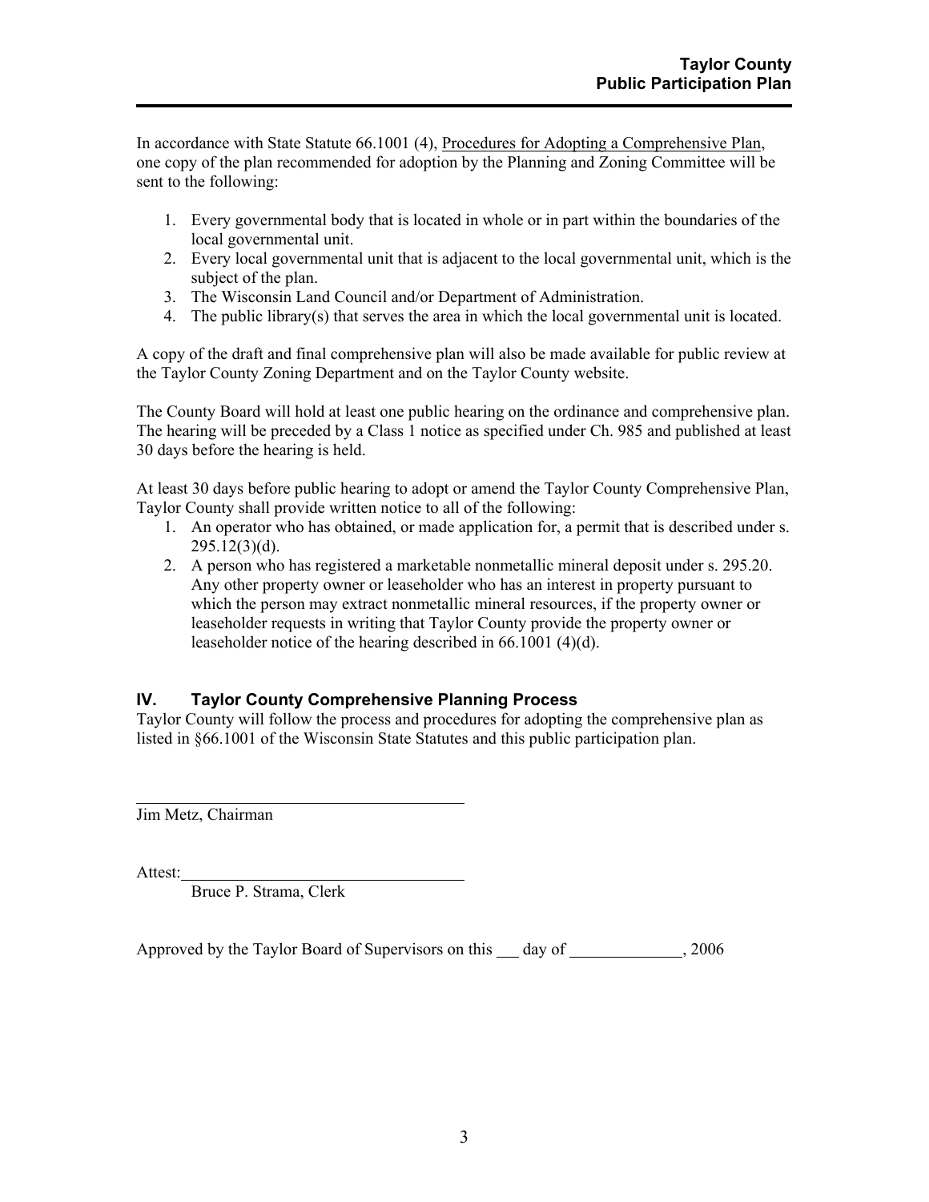In accordance with State Statute 66.1001 (4), Procedures for Adopting a Comprehensive Plan, one copy of the plan recommended for adoption by the Planning and Zoning Committee will be sent to the following:

1. Every governmental body that is located in whole or in part within the boundaries of the local governmental unit.
2. Every local governmental unit that is adjacent to the local governmental unit, which is the subject of the plan.
3. The Wisconsin Land Council and/or Department of Administration.
4. The public library(s) that serves the area in which the local governmental unit is located.

A copy of the draft and final comprehensive plan will also be made available for public review at the Taylor County Zoning Department and on the Taylor County website.

The County Board will hold at least one public hearing on the ordinance and comprehensive plan. The hearing will be preceded by a Class 1 notice as specified under Ch. 985 and published at least 30 days before the hearing is held.

At least 30 days before public hearing to adopt or amend the Taylor County Comprehensive Plan, Taylor County shall provide written notice to all of the following:

1. An operator who has obtained, or made application for, a permit that is described under s. 295.12(3)(d).
2. A person who has registered a marketable nonmetallic mineral deposit under s. 295.20. Any other property owner or leaseholder who has an interest in property pursuant to which the person may extract nonmetallic mineral resources, if the property owner or leaseholder requests in writing that Taylor County provide the property owner or leaseholder notice of the hearing described in 66.1001 (4)(d).

## IV. Taylor County Comprehensive Planning Process

Taylor County will follow the process and procedures for adopting the comprehensive plan as listed in §66.1001 of the Wisconsin State Statutes and this public participation plan.

\_\_\_\_\_\_\_\_\_\_\_\_\_\_\_\_\_\_\_\_\_\_\_\_\_\_\_\_\_\_\_\_\_\_\_\_\_\_\_\_

Jim Metz, Chairman

Attest:\_\_\_\_\_\_\_\_\_\_\_\_\_\_\_\_\_\_\_\_\_\_\_\_\_\_\_\_\_\_\_\_\_\_

Bruce P. Strama, Clerk

Approved by the Taylor Board of Supervisors on this \_\_\_ day of \_\_\_\_\_\_\_\_\_\_\_\_\_, 2006